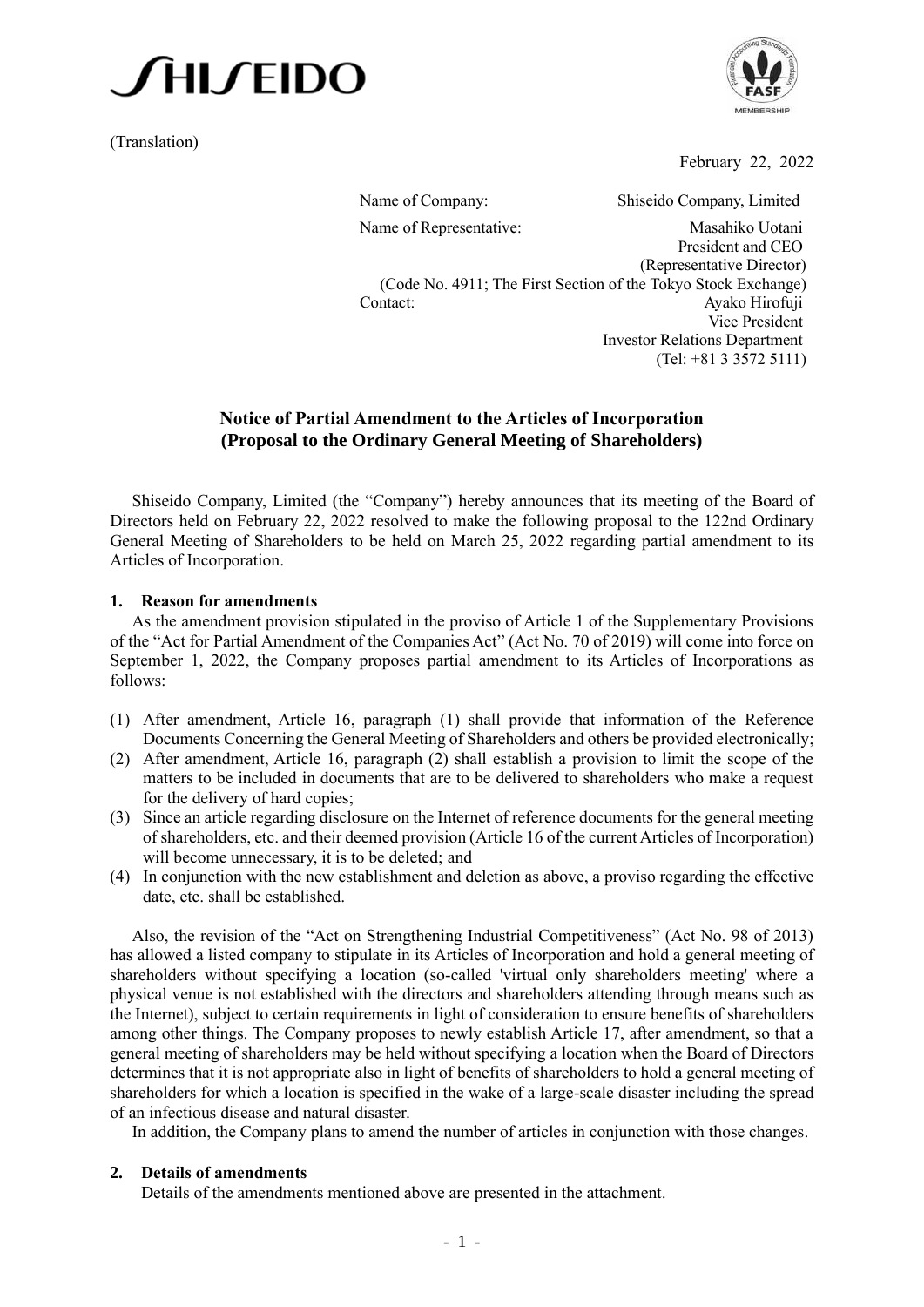SHISEIDO

(Translation)

February 22, 2022

Name of Company: Shiseido Company, Limited
Name of Representative: Masahiko Uotani
President and CEO
(Representative Director)
(Code No. 4911; The First Section of the Tokyo Stock Exchange)
Contact: Ayako Hirofuji
Vice President
Investor Relations Department
(Tel: +81 3 3572 5111)

## Notice of Partial Amendment to the Articles of Incorporation (Proposal to the Ordinary General Meeting of Shareholders)

Shiseido Company, Limited (the "Company") hereby announces that its meeting of the Board of Directors held on February 22, 2022 resolved to make the following proposal to the 122nd Ordinary General Meeting of Shareholders to be held on March 25, 2022 regarding partial amendment to its Articles of Incorporation.

### 1. Reason for amendments

As the amendment provision stipulated in the proviso of Article 1 of the Supplementary Provisions of the "Act for Partial Amendment of the Companies Act" (Act No. 70 of 2019) will come into force on September 1, 2022, the Company proposes partial amendment to its Articles of Incorporations as follows:

(1) After amendment, Article 16, paragraph (1) shall provide that information of the Reference Documents Concerning the General Meeting of Shareholders and others be provided electronically;
(2) After amendment, Article 16, paragraph (2) shall establish a provision to limit the scope of the matters to be included in documents that are to be delivered to shareholders who make a request for the delivery of hard copies;
(3) Since an article regarding disclosure on the Internet of reference documents for the general meeting of shareholders, etc. and their deemed provision (Article 16 of the current Articles of Incorporation) will become unnecessary, it is to be deleted; and
(4) In conjunction with the new establishment and deletion as above, a proviso regarding the effective date, etc. shall be established.

Also, the revision of the "Act on Strengthening Industrial Competitiveness" (Act No. 98 of 2013) has allowed a listed company to stipulate in its Articles of Incorporation and hold a general meeting of shareholders without specifying a location (so-called 'virtual only shareholders meeting' where a physical venue is not established with the directors and shareholders attending through means such as the Internet), subject to certain requirements in light of consideration to ensure benefits of shareholders among other things. The Company proposes to newly establish Article 17, after amendment, so that a general meeting of shareholders may be held without specifying a location when the Board of Directors determines that it is not appropriate also in light of benefits of shareholders to hold a general meeting of shareholders for which a location is specified in the wake of a large-scale disaster including the spread of an infectious disease and natural disaster.

In addition, the Company plans to amend the number of articles in conjunction with those changes.

### 2. Details of amendments

Details of the amendments mentioned above are presented in the attachment.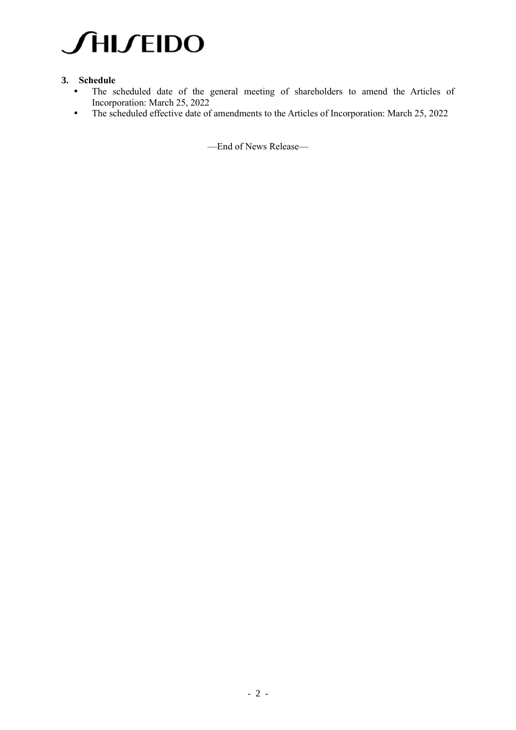### 3. Schedule

- The scheduled date of the general meeting of shareholders to amend the Articles of Incorporation: March 25, 2022
- The scheduled effective date of amendments to the Articles of Incorporation: March 25, 2022

—End of News Release—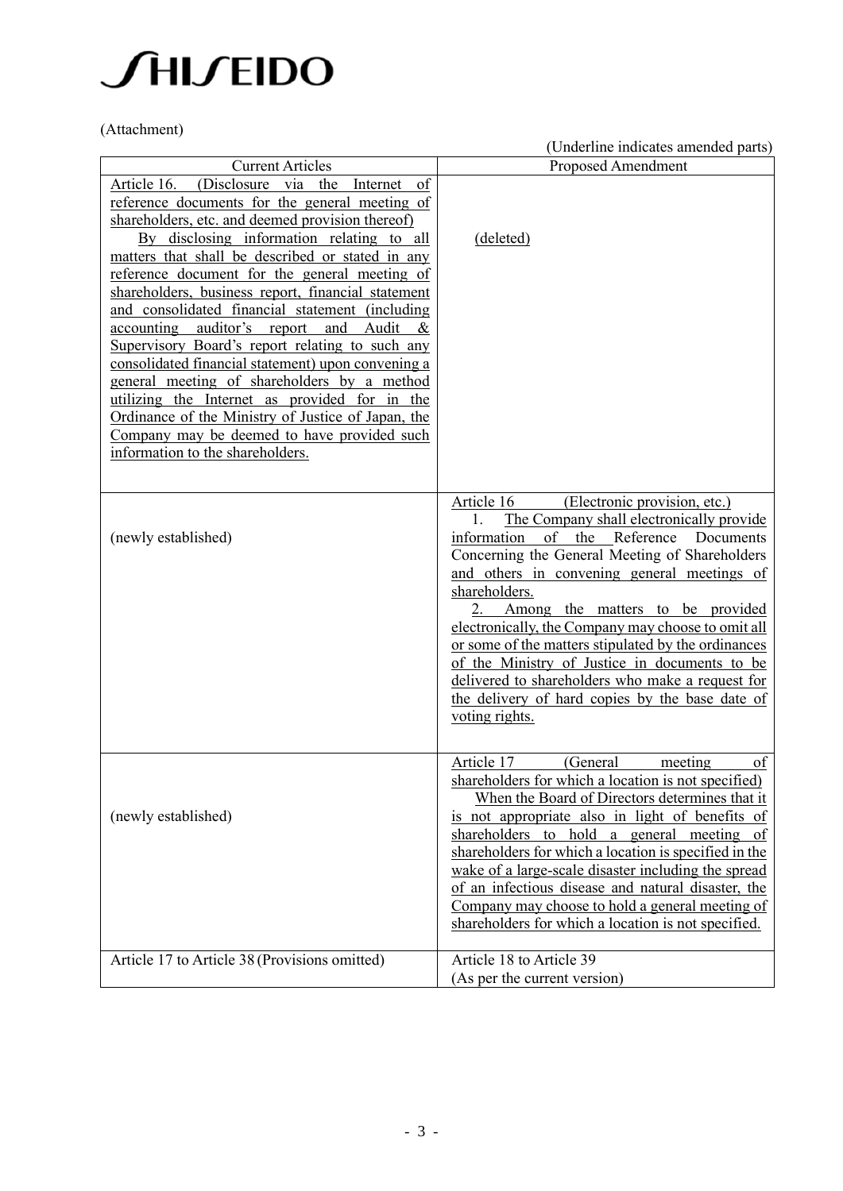(Attachment)

(Underline indicates amended parts)

| Current Articles | Proposed Amendment |
|---|---|
| <u>Article 16. (Disclosure via the Internet of reference documents for the general meeting of shareholders, etc. and deemed provision thereof)</u><br><u>By disclosing information relating to all matters that shall be described or stated in any reference document for the general meeting of shareholders, business report, financial statement and consolidated financial statement (including accounting auditor's report and Audit & Supervisory Board's report relating to such any consolidated financial statement) upon convening a general meeting of shareholders by a method utilizing the Internet as provided for in the Ordinance of the Ministry of Justice of Japan, the Company may be deemed to have provided such information to the shareholders.</u> | <u>(deleted)</u> |
| (newly established) | <u>Article 16 (Electronic provision, etc.)</u><br><u>1. The Company shall electronically provide information of the Reference Documents Concerning the General Meeting of Shareholders and others in convening general meetings of shareholders.</u><br><u>2. Among the matters to be provided electronically, the Company may choose to omit all or some of the matters stipulated by the ordinances of the Ministry of Justice in documents to be delivered to shareholders who make a request for the delivery of hard copies by the base date of voting rights.</u> |
| (newly established) | <u>Article 17 (General meeting of shareholders for which a location is not specified)</u><br><u>When the Board of Directors determines that it is not appropriate also in light of benefits of shareholders to hold a general meeting of shareholders for which a location is specified in the wake of a large-scale disaster including the spread of an infectious disease and natural disaster, the Company may choose to hold a general meeting of shareholders for which a location is not specified.</u> |
| Article 17 to Article 38 (Provisions omitted) | Article 18 to Article 39<br>(As per the current version) |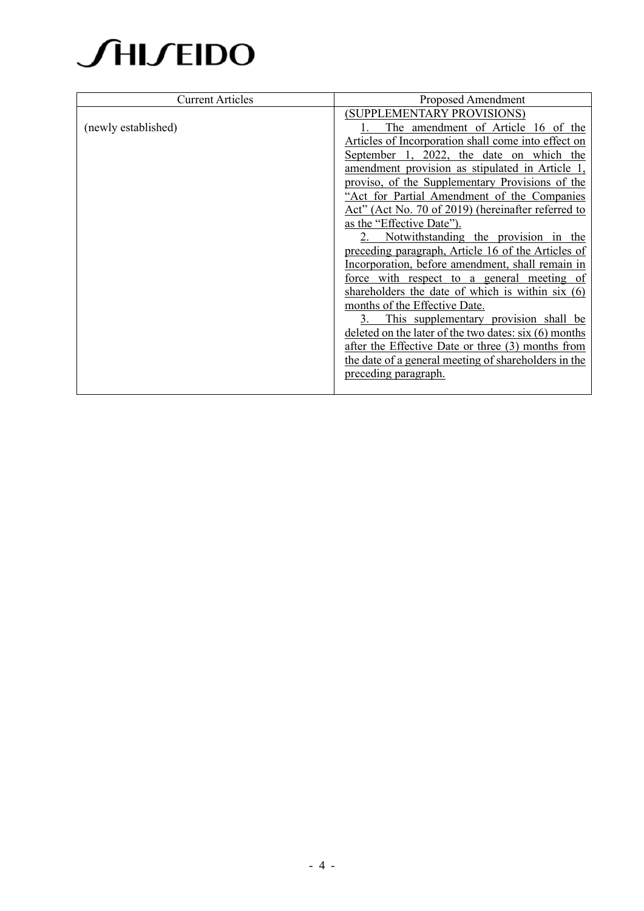| Current Articles | Proposed Amendment |
| --- | --- |
| (newly established) | (SUPPLEMENTARY PROVISIONS)<br>1. The amendment of Article 16 of the Articles of Incorporation shall come into effect on September 1, 2022, the date on which the amendment provision as stipulated in Article 1, proviso, of the Supplementary Provisions of the "Act for Partial Amendment of the Companies Act" (Act No. 70 of 2019) (hereinafter referred to as the "Effective Date").<br>2. Notwithstanding the provision in the preceding paragraph, Article 16 of the Articles of Incorporation, before amendment, shall remain in force with respect to a general meeting of shareholders the date of which is within six (6) months of the Effective Date.<br>3. This supplementary provision shall be deleted on the later of the two dates: six (6) months after the Effective Date or three (3) months from the date of a general meeting of shareholders in the preceding paragraph. |